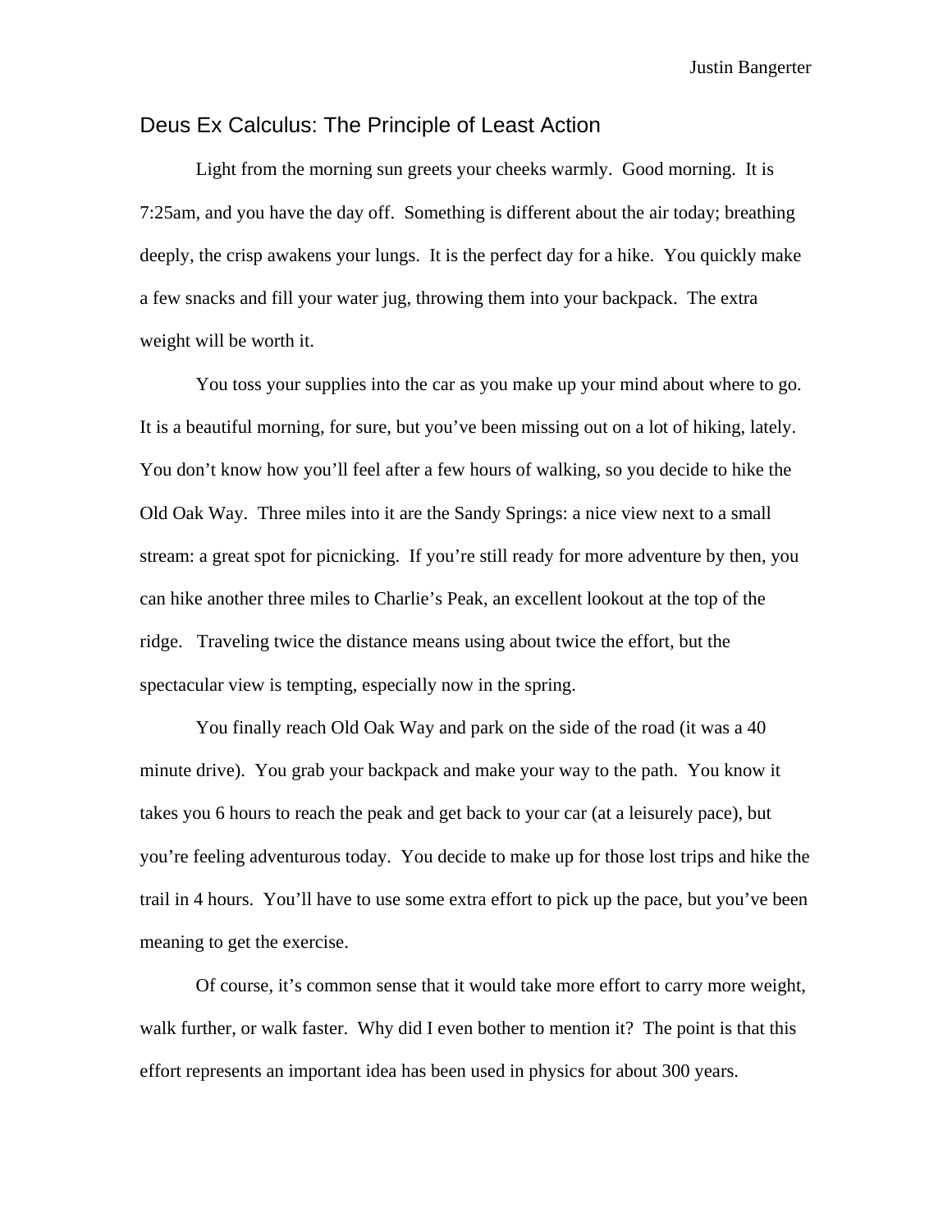Justin Bangerter

# Deus Ex Calculus: The Principle of Least Action

Light from the morning sun greets your cheeks warmly. Good morning. It is 7:25am, and you have the day off. Something is different about the air today; breathing deeply, the crisp awakens your lungs. It is the perfect day for a hike. You quickly make a few snacks and fill your water jug, throwing them into your backpack. The extra weight will be worth it.

You toss your supplies into the car as you make up your mind about where to go. It is a beautiful morning, for sure, but you've been missing out on a lot of hiking, lately. You don't know how you'll feel after a few hours of walking, so you decide to hike the Old Oak Way. Three miles into it are the Sandy Springs: a nice view next to a small stream: a great spot for picnicking. If you're still ready for more adventure by then, you can hike another three miles to Charlie's Peak, an excellent lookout at the top of the ridge. Traveling twice the distance means using about twice the effort, but the spectacular view is tempting, especially now in the spring.

You finally reach Old Oak Way and park on the side of the road (it was a 40 minute drive). You grab your backpack and make your way to the path. You know it takes you 6 hours to reach the peak and get back to your car (at a leisurely pace), but you're feeling adventurous today. You decide to make up for those lost trips and hike the trail in 4 hours. You'll have to use some extra effort to pick up the pace, but you've been meaning to get the exercise.

Of course, it's common sense that it would take more effort to carry more weight, walk further, or walk faster. Why did I even bother to mention it? The point is that this effort represents an important idea has been used in physics for about 300 years.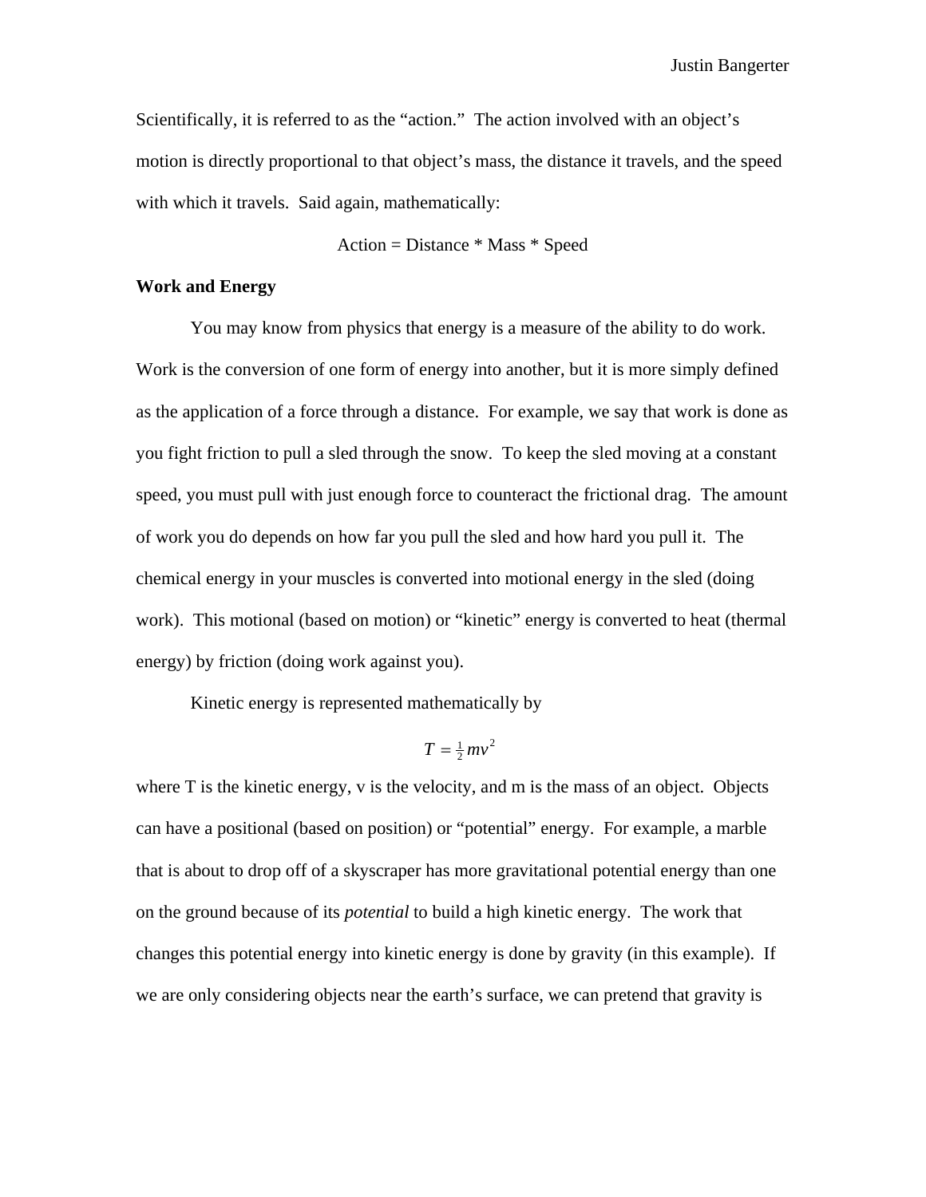Scientifically, it is referred to as the "action." The action involved with an object's motion is directly proportional to that object's mass, the distance it travels, and the speed with which it travels. Said again, mathematically:

Action = Distance * Mass * Speed

**Work and Energy**

You may know from physics that energy is a measure of the ability to do work. Work is the conversion of one form of energy into another, but it is more simply defined as the application of a force through a distance. For example, we say that work is done as you fight friction to pull a sled through the snow. To keep the sled moving at a constant speed, you must pull with just enough force to counteract the frictional drag. The amount of work you do depends on how far you pull the sled and how hard you pull it. The chemical energy in your muscles is converted into motional energy in the sled (doing work). This motional (based on motion) or "kinetic" energy is converted to heat (thermal energy) by friction (doing work against you).

Kinetic energy is represented mathematically by

$$T = \tfrac{1}{2}mv^2$$

where T is the kinetic energy, v is the velocity, and m is the mass of an object. Objects can have a positional (based on position) or "potential" energy. For example, a marble that is about to drop off of a skyscraper has more gravitational potential energy than one on the ground because of its *potential* to build a high kinetic energy. The work that changes this potential energy into kinetic energy is done by gravity (in this example). If we are only considering objects near the earth's surface, we can pretend that gravity is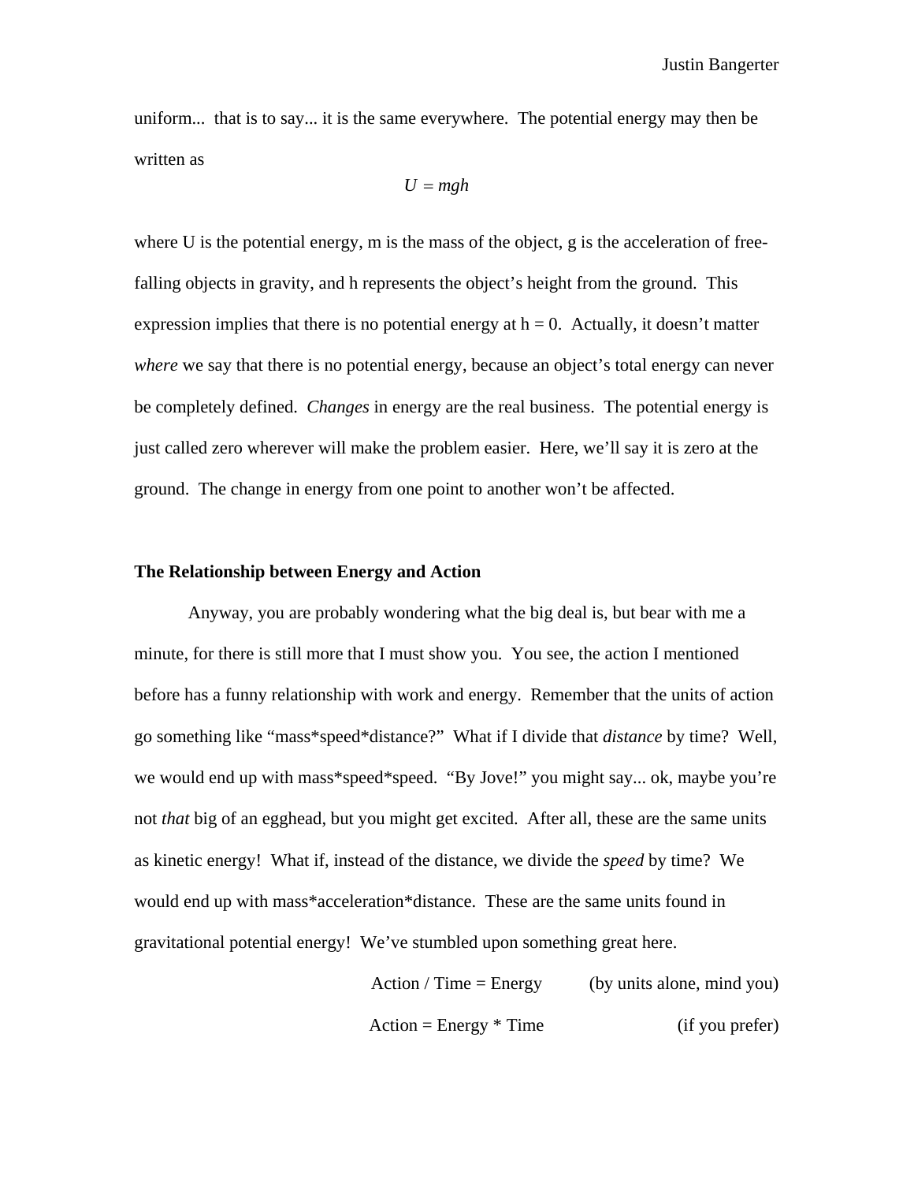uniform... that is to say... it is the same everywhere. The potential energy may then be written as

$$U = mgh$$

where U is the potential energy, m is the mass of the object, g is the acceleration of free-falling objects in gravity, and h represents the object's height from the ground. This expression implies that there is no potential energy at h = 0. Actually, it doesn't matter *where* we say that there is no potential energy, because an object's total energy can never be completely defined. *Changes* in energy are the real business. The potential energy is just called zero wherever will make the problem easier. Here, we'll say it is zero at the ground. The change in energy from one point to another won't be affected.

### The Relationship between Energy and Action

Anyway, you are probably wondering what the big deal is, but bear with me a minute, for there is still more that I must show you. You see, the action I mentioned before has a funny relationship with work and energy. Remember that the units of action go something like "mass*speed*distance?" What if I divide that *distance* by time? Well, we would end up with mass*speed*speed. "By Jove!" you might say... ok, maybe you're not *that* big of an egghead, but you might get excited. After all, these are the same units as kinetic energy! What if, instead of the distance, we divide the *speed* by time? We would end up with mass*acceleration*distance. These are the same units found in gravitational potential energy! We've stumbled upon something great here.

Action / Time = Energy (by units alone, mind you)

Action = Energy * Time (if you prefer)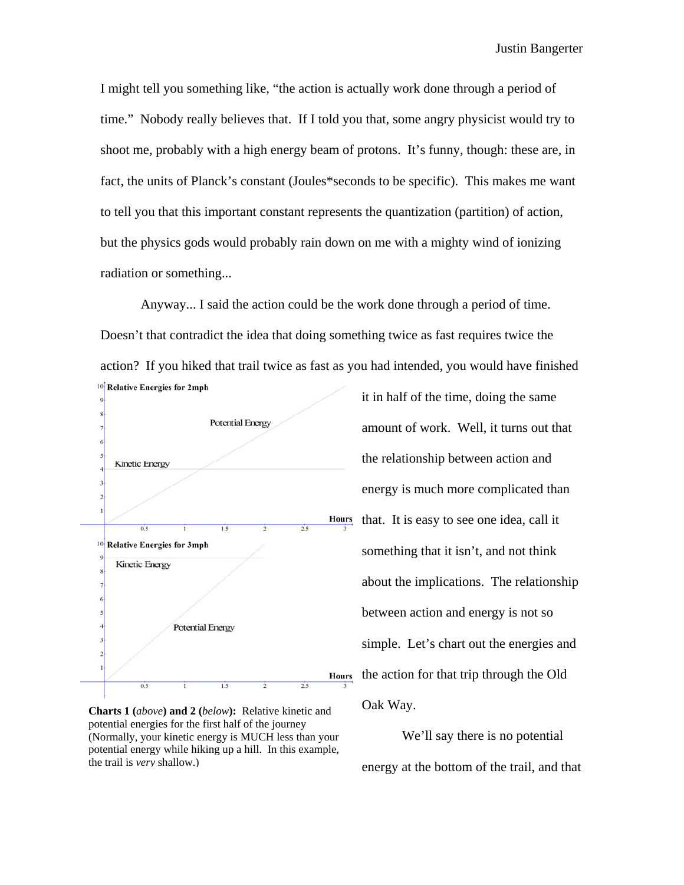I might tell you something like, "the action is actually work done through a period of time." Nobody really believes that. If I told you that, some angry physicist would try to shoot me, probably with a high energy beam of protons. It's funny, though: these are, in fact, the units of Planck's constant (Joules*seconds to be specific). This makes me want to tell you that this important constant represents the quantization (partition) of action, but the physics gods would probably rain down on me with a mighty wind of ionizing radiation or something...

Anyway... I said the action could be the work done through a period of time. Doesn't that contradict the idea that doing something twice as fast requires twice the action? If you hiked that trail twice as fast as you had intended, you would have finished it in half of the time, doing the same amount of work. Well, it turns out that the relationship between action and energy is much more complicated than that. It is easy to see one idea, call it something that it isn't, and not think about the implications. The relationship between action and energy is not so simple. Let's chart out the energies and the action for that trip through the Old Oak Way.

**Charts 1 (*above*) and 2 (*below*):** Relative kinetic and potential energies for the first half of the journey (Normally, your kinetic energy is MUCH less than your potential energy while hiking up a hill. In this example, the trail is *very* shallow.)

We'll say there is no potential energy at the bottom of the trail, and that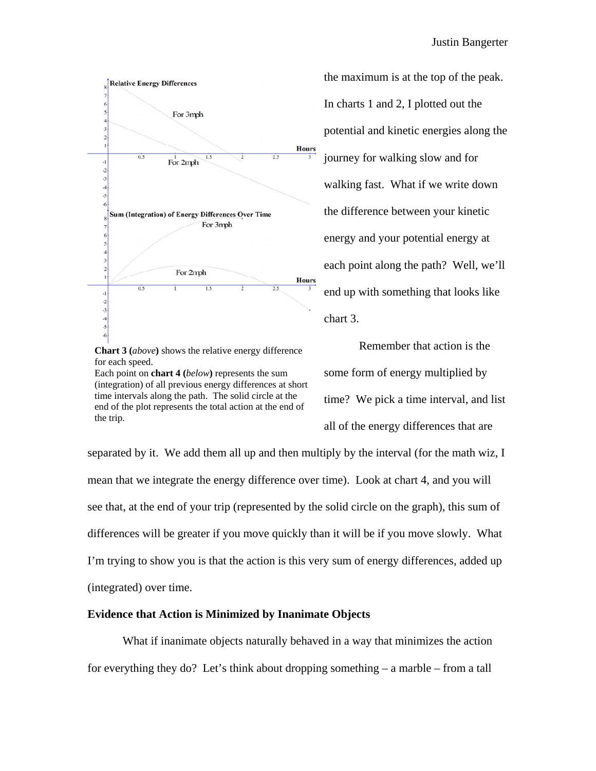Chart 3 (*above*) shows the relative energy difference for each speed.
Each point on **chart 4 (***below***)** represents the sum (integration) of all previous energy differences at short time intervals along the path. The solid circle at the end of the plot represents the total action at the end of the trip.

the maximum is at the top of the peak. In charts 1 and 2, I plotted out the potential and kinetic energies along the journey for walking slow and for walking fast. What if we write down the difference between your kinetic energy and your potential energy at each point along the path? Well, we'll end up with something that looks like chart 3.

Remember that action is the some form of energy multiplied by time? We pick a time interval, and list all of the energy differences that are separated by it. We add them all up and then multiply by the interval (for the math wiz, I mean that we integrate the energy difference over time). Look at chart 4, and you will see that, at the end of your trip (represented by the solid circle on the graph), this sum of differences will be greater if you move quickly than it will be if you move slowly. What I'm trying to show you is that the action is this very sum of energy differences, added up (integrated) over time.

**Evidence that Action is Minimized by Inanimate Objects**

What if inanimate objects naturally behaved in a way that minimizes the action for everything they do? Let's think about dropping something – a marble – from a tall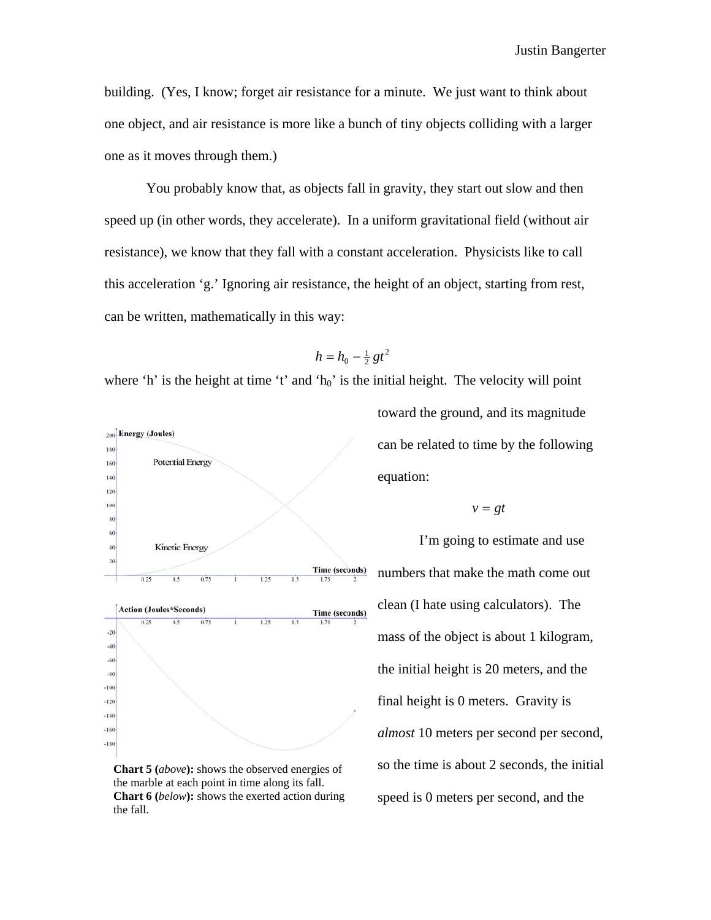building. (Yes, I know; forget air resistance for a minute. We just want to think about one object, and air resistance is more like a bunch of tiny objects colliding with a larger one as it moves through them.)

You probably know that, as objects fall in gravity, they start out slow and then speed up (in other words, they accelerate). In a uniform gravitational field (without air resistance), we know that they fall with a constant acceleration. Physicists like to call this acceleration 'g.' Ignoring air resistance, the height of an object, starting from rest, can be written, mathematically in this way:

$$h = h_0 - \tfrac{1}{2} g t^2$$

where 'h' is the height at time 't' and '$h_0$' is the initial height. The velocity will point toward the ground, and its magnitude can be related to time by the following equation:

$$v = gt$$

I'm going to estimate and use numbers that make the math come out clean (I hate using calculators). The mass of the object is about 1 kilogram, the initial height is 20 meters, and the final height is 0 meters. Gravity is *almost* 10 meters per second per second, so the time is about 2 seconds, the initial speed is 0 meters per second, and the

**Chart 5 (*above*):** shows the observed energies of the marble at each point in time along its fall.
**Chart 6 (*below*):** shows the exerted action during the fall.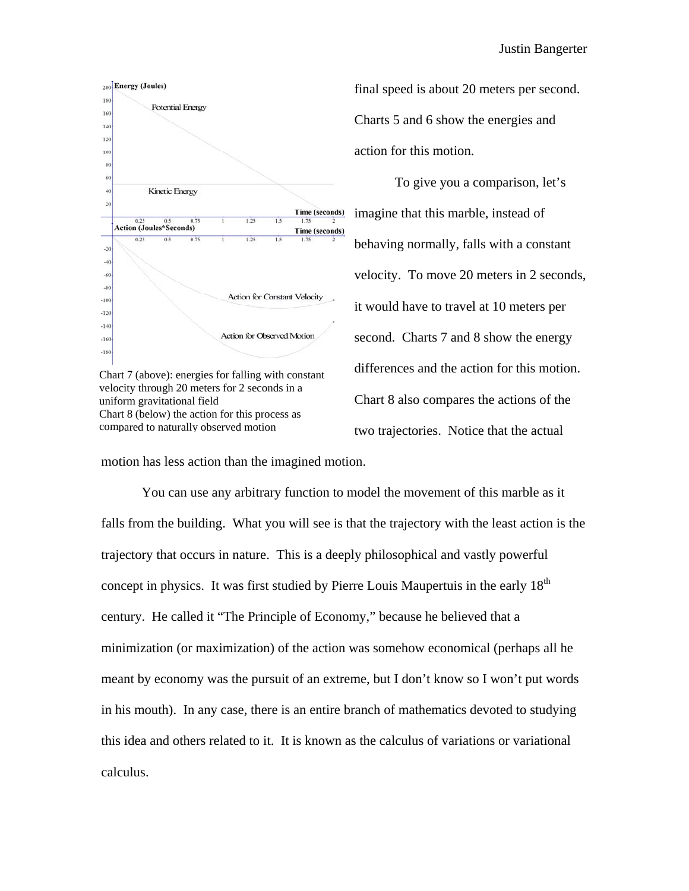final speed is about 20 meters per second. Charts 5 and 6 show the energies and action for this motion.

To give you a comparison, let's imagine that this marble, instead of behaving normally, falls with a constant velocity. To move 20 meters in 2 seconds, it would have to travel at 10 meters per second. Charts 7 and 8 show the energy differences and the action for this motion. Chart 8 also compares the actions of the two trajectories. Notice that the actual motion has less action than the imagined motion.

Chart 7 (above): energies for falling with constant velocity through 20 meters for 2 seconds in a uniform gravitational field
Chart 8 (below) the action for this process as compared to naturally observed motion

You can use any arbitrary function to model the movement of this marble as it falls from the building. What you will see is that the trajectory with the least action is the trajectory that occurs in nature. This is a deeply philosophical and vastly powerful concept in physics. It was first studied by Pierre Louis Maupertuis in the early 18th century. He called it "The Principle of Economy," because he believed that a minimization (or maximization) of the action was somehow economical (perhaps all he meant by economy was the pursuit of an extreme, but I don't know so I won't put words in his mouth). In any case, there is an entire branch of mathematics devoted to studying this idea and others related to it. It is known as the calculus of variations or variational calculus.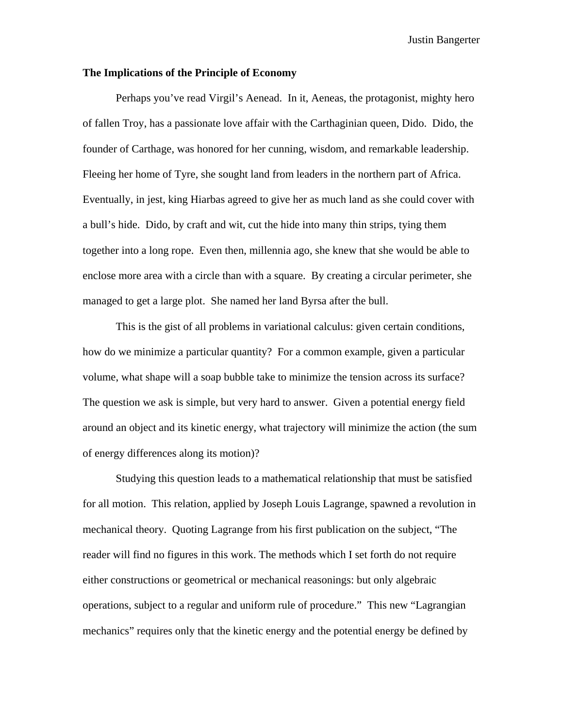**The Implications of the Principle of Economy**

Perhaps you've read Virgil's Aenead. In it, Aeneas, the protagonist, mighty hero of fallen Troy, has a passionate love affair with the Carthaginian queen, Dido. Dido, the founder of Carthage, was honored for her cunning, wisdom, and remarkable leadership. Fleeing her home of Tyre, she sought land from leaders in the northern part of Africa. Eventually, in jest, king Hiarbas agreed to give her as much land as she could cover with a bull's hide. Dido, by craft and wit, cut the hide into many thin strips, tying them together into a long rope. Even then, millennia ago, she knew that she would be able to enclose more area with a circle than with a square. By creating a circular perimeter, she managed to get a large plot. She named her land Byrsa after the bull.

This is the gist of all problems in variational calculus: given certain conditions, how do we minimize a particular quantity? For a common example, given a particular volume, what shape will a soap bubble take to minimize the tension across its surface? The question we ask is simple, but very hard to answer. Given a potential energy field around an object and its kinetic energy, what trajectory will minimize the action (the sum of energy differences along its motion)?

Studying this question leads to a mathematical relationship that must be satisfied for all motion. This relation, applied by Joseph Louis Lagrange, spawned a revolution in mechanical theory. Quoting Lagrange from his first publication on the subject, "The reader will find no figures in this work. The methods which I set forth do not require either constructions or geometrical or mechanical reasonings: but only algebraic operations, subject to a regular and uniform rule of procedure." This new "Lagrangian mechanics" requires only that the kinetic energy and the potential energy be defined by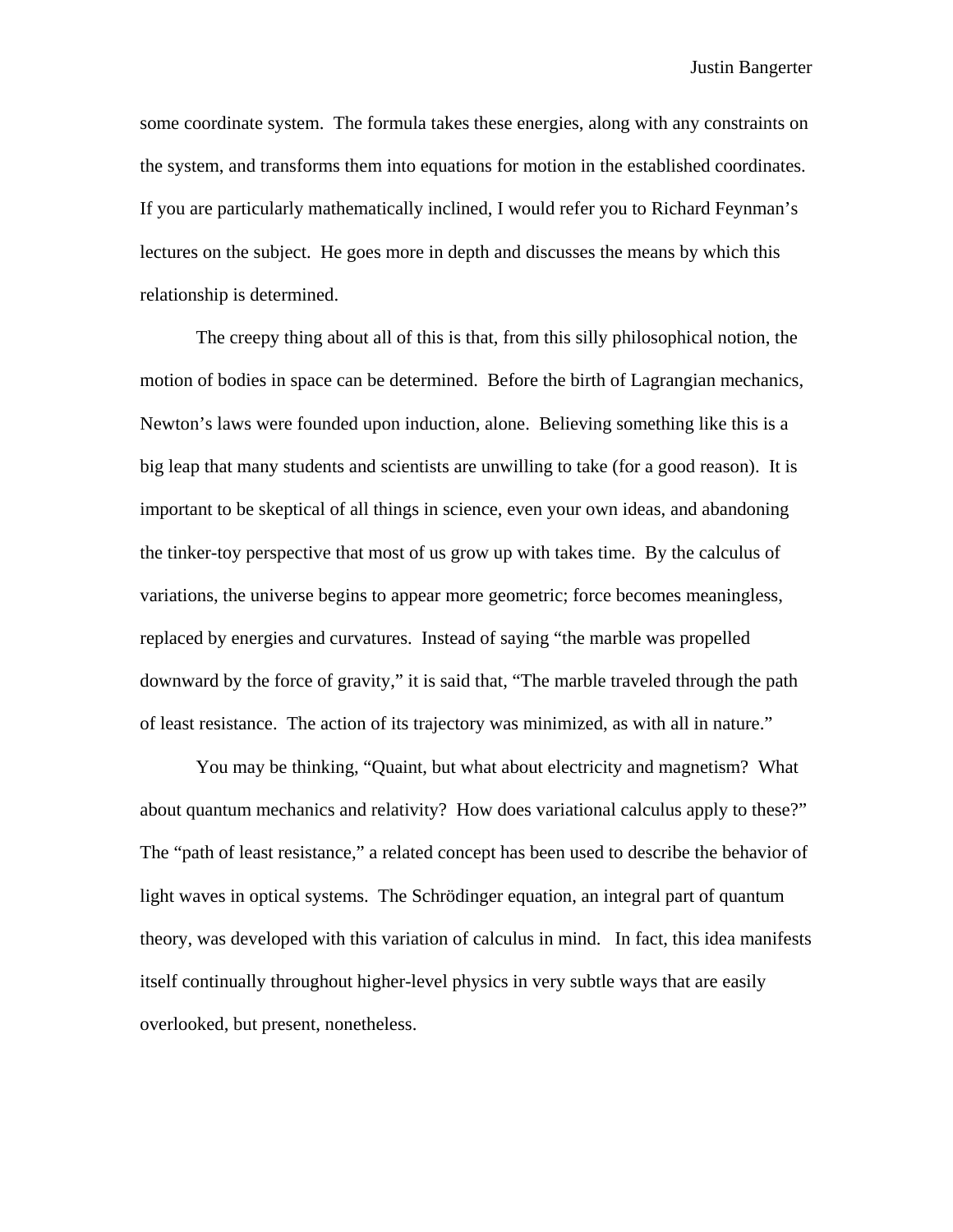some coordinate system. The formula takes these energies, along with any constraints on the system, and transforms them into equations for motion in the established coordinates. If you are particularly mathematically inclined, I would refer you to Richard Feynman's lectures on the subject. He goes more in depth and discusses the means by which this relationship is determined.

The creepy thing about all of this is that, from this silly philosophical notion, the motion of bodies in space can be determined. Before the birth of Lagrangian mechanics, Newton's laws were founded upon induction, alone. Believing something like this is a big leap that many students and scientists are unwilling to take (for a good reason). It is important to be skeptical of all things in science, even your own ideas, and abandoning the tinker-toy perspective that most of us grow up with takes time. By the calculus of variations, the universe begins to appear more geometric; force becomes meaningless, replaced by energies and curvatures. Instead of saying "the marble was propelled downward by the force of gravity," it is said that, "The marble traveled through the path of least resistance. The action of its trajectory was minimized, as with all in nature."

You may be thinking, "Quaint, but what about electricity and magnetism? What about quantum mechanics and relativity? How does variational calculus apply to these?" The "path of least resistance," a related concept has been used to describe the behavior of light waves in optical systems. The Schrödinger equation, an integral part of quantum theory, was developed with this variation of calculus in mind. In fact, this idea manifests itself continually throughout higher-level physics in very subtle ways that are easily overlooked, but present, nonetheless.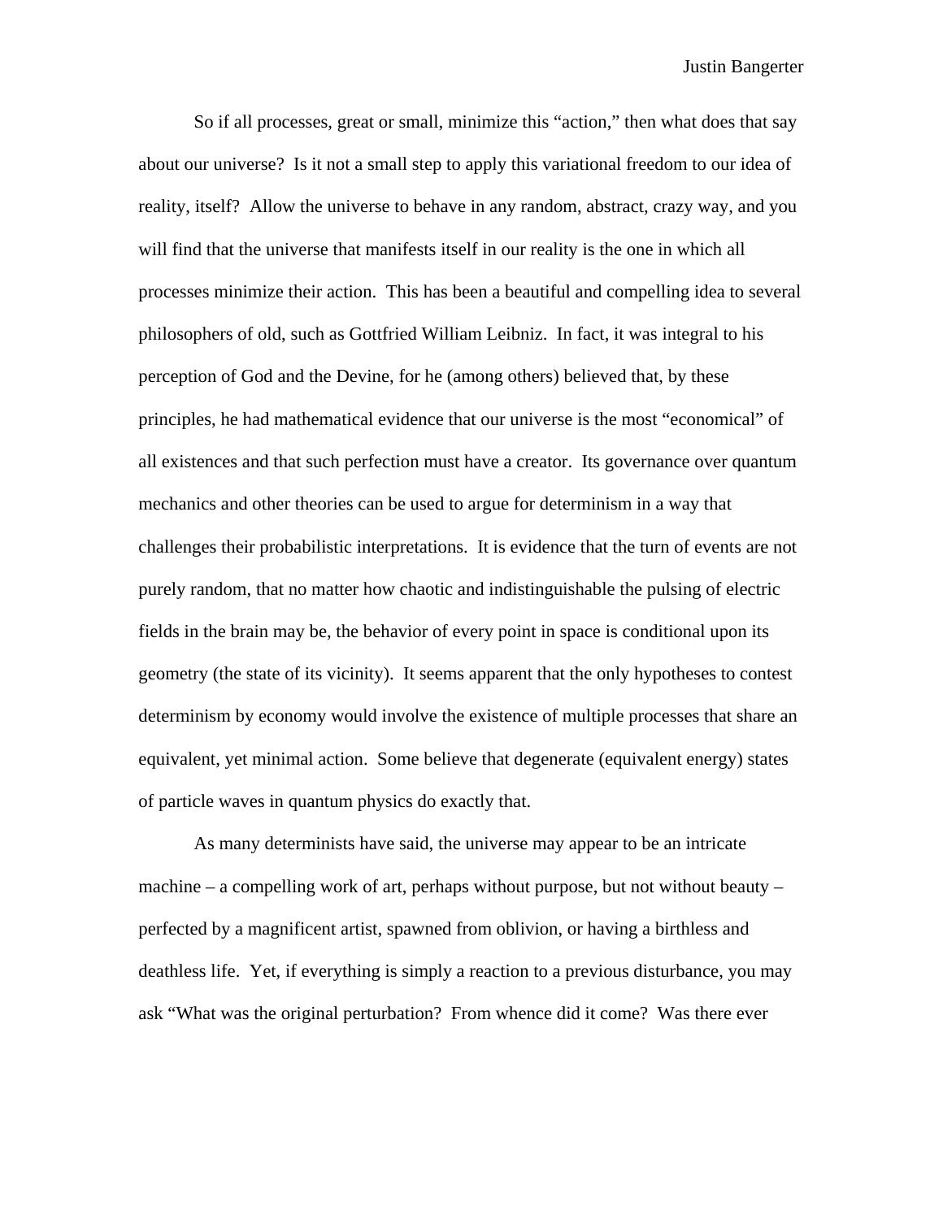So if all processes, great or small, minimize this "action," then what does that say about our universe? Is it not a small step to apply this variational freedom to our idea of reality, itself? Allow the universe to behave in any random, abstract, crazy way, and you will find that the universe that manifests itself in our reality is the one in which all processes minimize their action. This has been a beautiful and compelling idea to several philosophers of old, such as Gottfried William Leibniz. In fact, it was integral to his perception of God and the Devine, for he (among others) believed that, by these principles, he had mathematical evidence that our universe is the most "economical" of all existences and that such perfection must have a creator. Its governance over quantum mechanics and other theories can be used to argue for determinism in a way that challenges their probabilistic interpretations. It is evidence that the turn of events are not purely random, that no matter how chaotic and indistinguishable the pulsing of electric fields in the brain may be, the behavior of every point in space is conditional upon its geometry (the state of its vicinity). It seems apparent that the only hypotheses to contest determinism by economy would involve the existence of multiple processes that share an equivalent, yet minimal action. Some believe that degenerate (equivalent energy) states of particle waves in quantum physics do exactly that.

As many determinists have said, the universe may appear to be an intricate machine – a compelling work of art, perhaps without purpose, but not without beauty – perfected by a magnificent artist, spawned from oblivion, or having a birthless and deathless life. Yet, if everything is simply a reaction to a previous disturbance, you may ask "What was the original perturbation? From whence did it come? Was there ever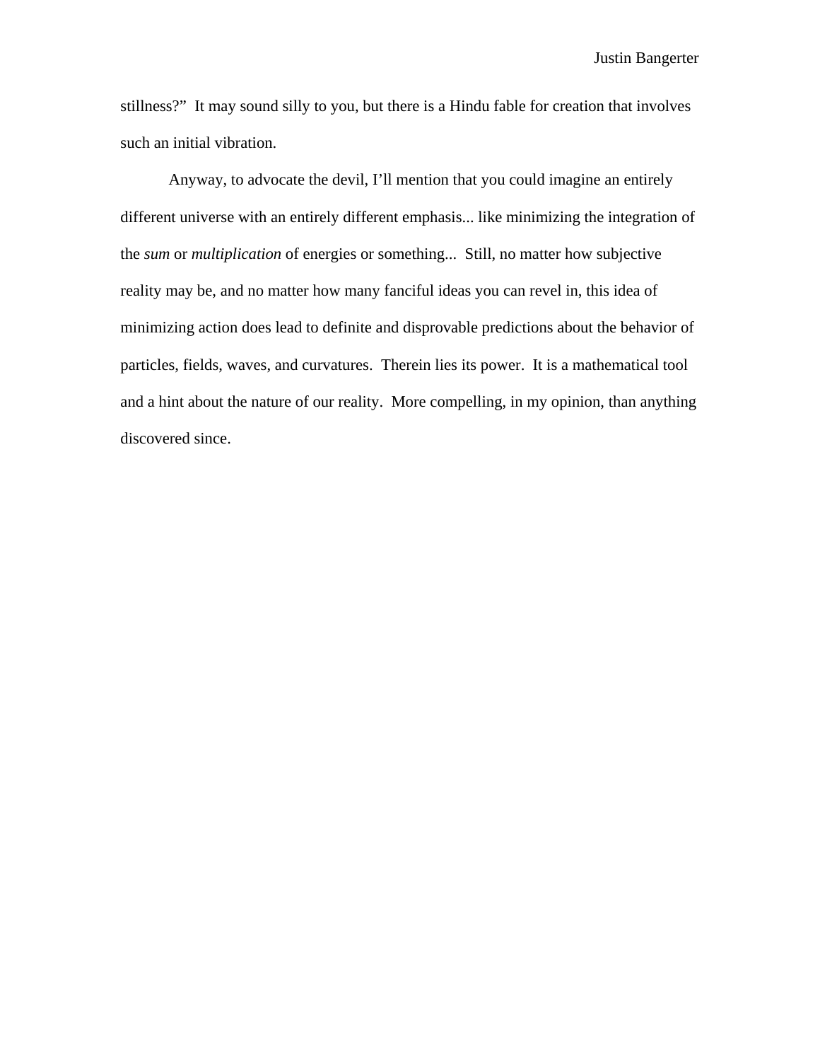stillness?"  It may sound silly to you, but there is a Hindu fable for creation that involves such an initial vibration.

Anyway, to advocate the devil, I'll mention that you could imagine an entirely different universe with an entirely different emphasis... like minimizing the integration of the *sum* or *multiplication* of energies or something...  Still, no matter how subjective reality may be, and no matter how many fanciful ideas you can revel in, this idea of minimizing action does lead to definite and disprovable predictions about the behavior of particles, fields, waves, and curvatures.  Therein lies its power.  It is a mathematical tool and a hint about the nature of our reality.  More compelling, in my opinion, than anything discovered since.